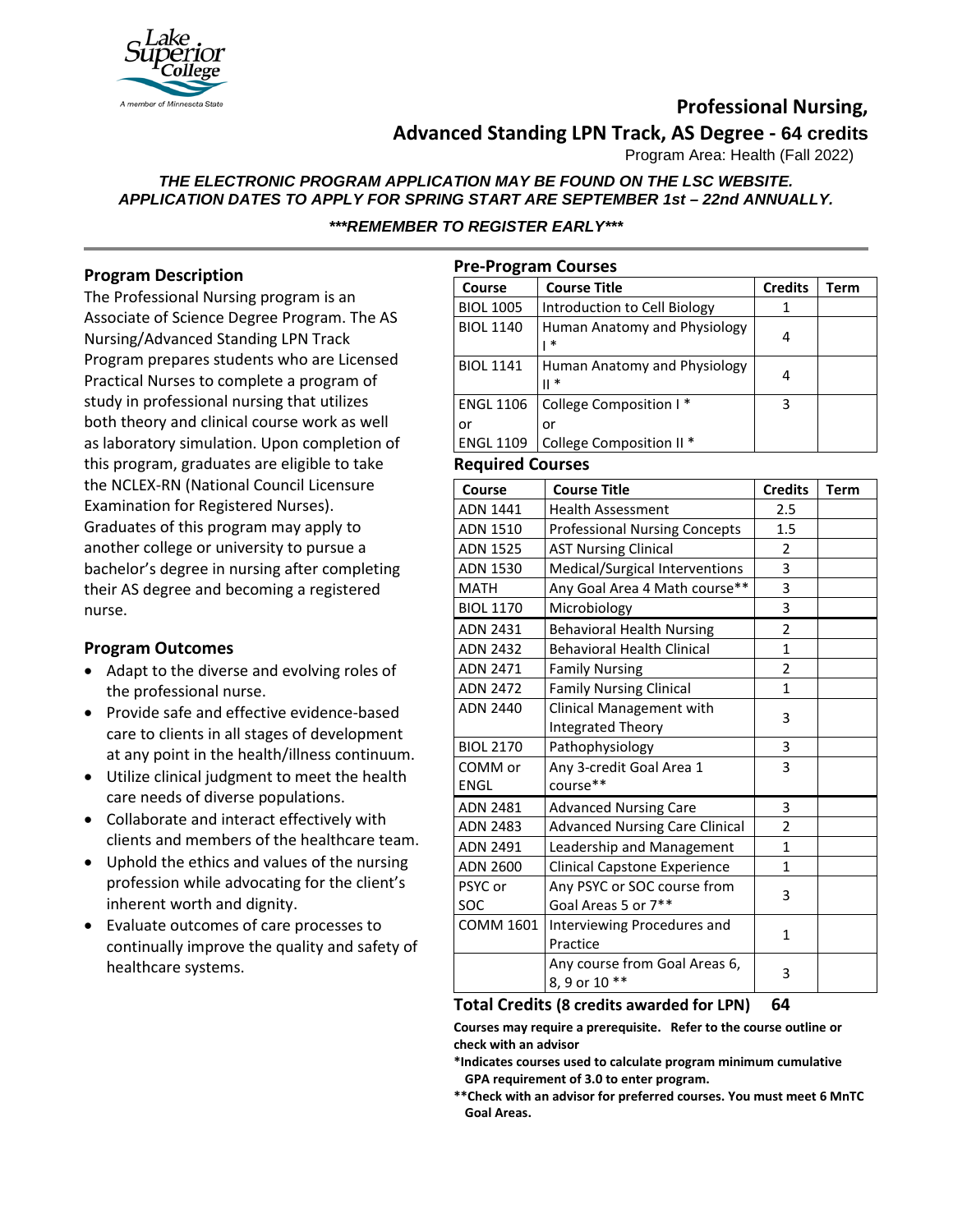# Professional Nursing, Advanced Standing LPN Track, AS Degree - 64 credits

Program Area: Health (Fall 2022)

***THE ELECTRONIC PROGRAM APPLICATION MAY BE FOUND ON THE LSC WEBSITE. APPLICATION DATES TO APPLY FOR SPRING START ARE SEPTEMBER 1st – 22nd ANNUALLY.***

***\*\*\*REMEMBER TO REGISTER EARLY\*\*\****

## Program Description

The Professional Nursing program is an Associate of Science Degree Program. The AS Nursing/Advanced Standing LPN Track Program prepares students who are Licensed Practical Nurses to complete a program of study in professional nursing that utilizes both theory and clinical course work as well as laboratory simulation. Upon completion of this program, graduates are eligible to take the NCLEX-RN (National Council Licensure Examination for Registered Nurses). Graduates of this program may apply to another college or university to pursue a bachelor's degree in nursing after completing their AS degree and becoming a registered nurse.

## Program Outcomes

- Adapt to the diverse and evolving roles of the professional nurse.
- Provide safe and effective evidence-based care to clients in all stages of development at any point in the health/illness continuum.
- Utilize clinical judgment to meet the health care needs of diverse populations.
- Collaborate and interact effectively with clients and members of the healthcare team.
- Uphold the ethics and values of the nursing profession while advocating for the client's inherent worth and dignity.
- Evaluate outcomes of care processes to continually improve the quality and safety of healthcare systems.

## Pre-Program Courses

| Course | Course Title | Credits | Term |
|---|---|---|---|
| BIOL 1005 | Introduction to Cell Biology | 1 | |
| BIOL 1140 | Human Anatomy and Physiology I * | 4 | |
| BIOL 1141 | Human Anatomy and Physiology II * | 4 | |
| ENGL 1106 or ENGL 1109 | College Composition I * or College Composition II * | 3 | |

## Required Courses

| Course | Course Title | Credits | Term |
|---|---|---|---|
| ADN 1441 | Health Assessment | 2.5 | |
| ADN 1510 | Professional Nursing Concepts | 1.5 | |
| ADN 1525 | AST Nursing Clinical | 2 | |
| ADN 1530 | Medical/Surgical Interventions | 3 | |
| MATH | Any Goal Area 4 Math course** | 3 | |
| BIOL 1170 | Microbiology | 3 | |
| ADN 2431 | Behavioral Health Nursing | 2 | |
| ADN 2432 | Behavioral Health Clinical | 1 | |
| ADN 2471 | Family Nursing | 2 | |
| ADN 2472 | Family Nursing Clinical | 1 | |
| ADN 2440 | Clinical Management with Integrated Theory | 3 | |
| BIOL 2170 | Pathophysiology | 3 | |
| COMM or ENGL | Any 3-credit Goal Area 1 course** | 3 | |
| ADN 2481 | Advanced Nursing Care | 3 | |
| ADN 2483 | Advanced Nursing Care Clinical | 2 | |
| ADN 2491 | Leadership and Management | 1 | |
| ADN 2600 | Clinical Capstone Experience | 1 | |
| PSYC or SOC | Any PSYC or SOC course from Goal Areas 5 or 7** | 3 | |
| COMM 1601 | Interviewing Procedures and Practice | 1 | |
| | Any course from Goal Areas 6, 8, 9 or 10 ** | 3 | |

**Total Credits (8 credits awarded for LPN) 64**

**Courses may require a prerequisite. Refer to the course outline or check with an advisor**

**\*Indicates courses used to calculate program minimum cumulative GPA requirement of 3.0 to enter program.**

**\*\*Check with an advisor for preferred courses. You must meet 6 MnTC Goal Areas.**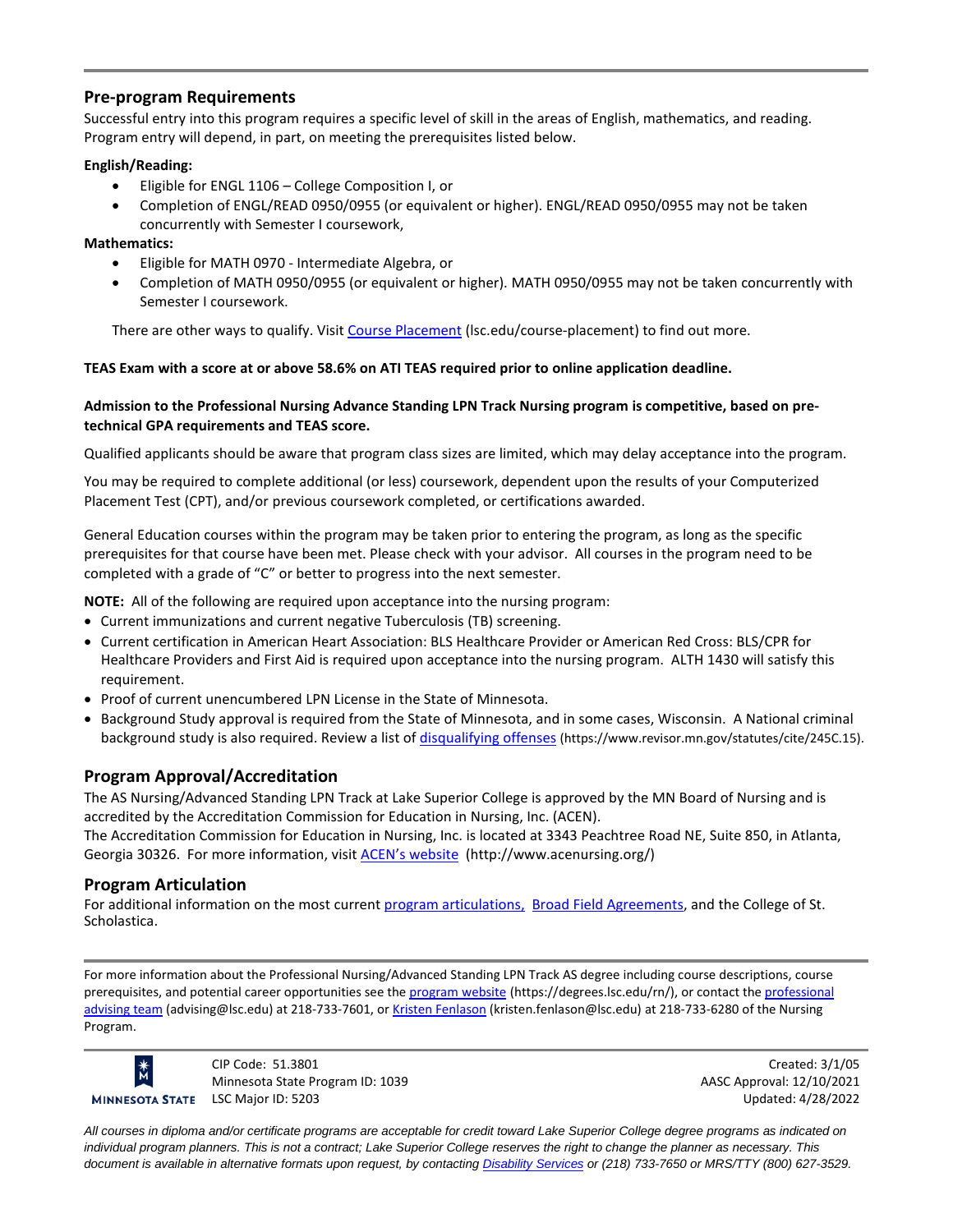## Pre-program Requirements

Successful entry into this program requires a specific level of skill in the areas of English, mathematics, and reading. Program entry will depend, in part, on meeting the prerequisites listed below.

**English/Reading:**

- Eligible for ENGL 1106 – College Composition I, or
- Completion of ENGL/READ 0950/0955 (or equivalent or higher). ENGL/READ 0950/0955 may not be taken concurrently with Semester I coursework,

**Mathematics:**

- Eligible for MATH 0970 - Intermediate Algebra, or
- Completion of MATH 0950/0955 (or equivalent or higher). MATH 0950/0955 may not be taken concurrently with Semester I coursework.

There are other ways to qualify. Visit [Course Placement](lsc.edu/course-placement) (lsc.edu/course-placement) to find out more.

**TEAS Exam with a score at or above 58.6% on ATI TEAS required prior to online application deadline.**

**Admission to the Professional Nursing Advance Standing LPN Track Nursing program is competitive, based on pre-technical GPA requirements and TEAS score.**

Qualified applicants should be aware that program class sizes are limited, which may delay acceptance into the program.

You may be required to complete additional (or less) coursework, dependent upon the results of your Computerized Placement Test (CPT), and/or previous coursework completed, or certifications awarded.

General Education courses within the program may be taken prior to entering the program, as long as the specific prerequisites for that course have been met. Please check with your advisor. All courses in the program need to be completed with a grade of "C" or better to progress into the next semester.

**NOTE:** All of the following are required upon acceptance into the nursing program:

- Current immunizations and current negative Tuberculosis (TB) screening.
- Current certification in American Heart Association: BLS Healthcare Provider or American Red Cross: BLS/CPR for Healthcare Providers and First Aid is required upon acceptance into the nursing program. ALTH 1430 will satisfy this requirement.
- Proof of current unencumbered LPN License in the State of Minnesota.
- Background Study approval is required from the State of Minnesota, and in some cases, Wisconsin. A National criminal background study is also required. Review a list of [disqualifying offenses](https://www.revisor.mn.gov/statutes/cite/245C.15) (https://www.revisor.mn.gov/statutes/cite/245C.15).

## Program Approval/Accreditation

The AS Nursing/Advanced Standing LPN Track at Lake Superior College is approved by the MN Board of Nursing and is accredited by the Accreditation Commission for Education in Nursing, Inc. (ACEN).
The Accreditation Commission for Education in Nursing, Inc. is located at 3343 Peachtree Road NE, Suite 850, in Atlanta, Georgia 30326. For more information, visit [ACEN's website](http://www.acenursing.org/) (http://www.acenursing.org/)

## Program Articulation

For additional information on the most current program articulations, Broad Field Agreements, and the College of St. Scholastica.

---

For more information about the Professional Nursing/Advanced Standing LPN Track AS degree including course descriptions, course prerequisites, and potential career opportunities see the [program website](https://degrees.lsc.edu/rn/) (https://degrees.lsc.edu/rn/), or contact the professional advising team (advising@lsc.edu) at 218-733-7601, or Kristen Fenlason (kristen.fenlason@lsc.edu) at 218-733-6280 of the Nursing Program.

---

MINNESOTA STATE

CIP Code: 51.3801
Minnesota State Program ID: 1039
LSC Major ID: 5203

Created: 3/1/05
AASC Approval: 12/10/2021
Updated: 4/28/2022

*All courses in diploma and/or certificate programs are acceptable for credit toward Lake Superior College degree programs as indicated on individual program planners. This is not a contract; Lake Superior College reserves the right to change the planner as necessary. This document is available in alternative formats upon request, by contacting Disability Services or (218) 733-7650 or MRS/TTY (800) 627-3529.*